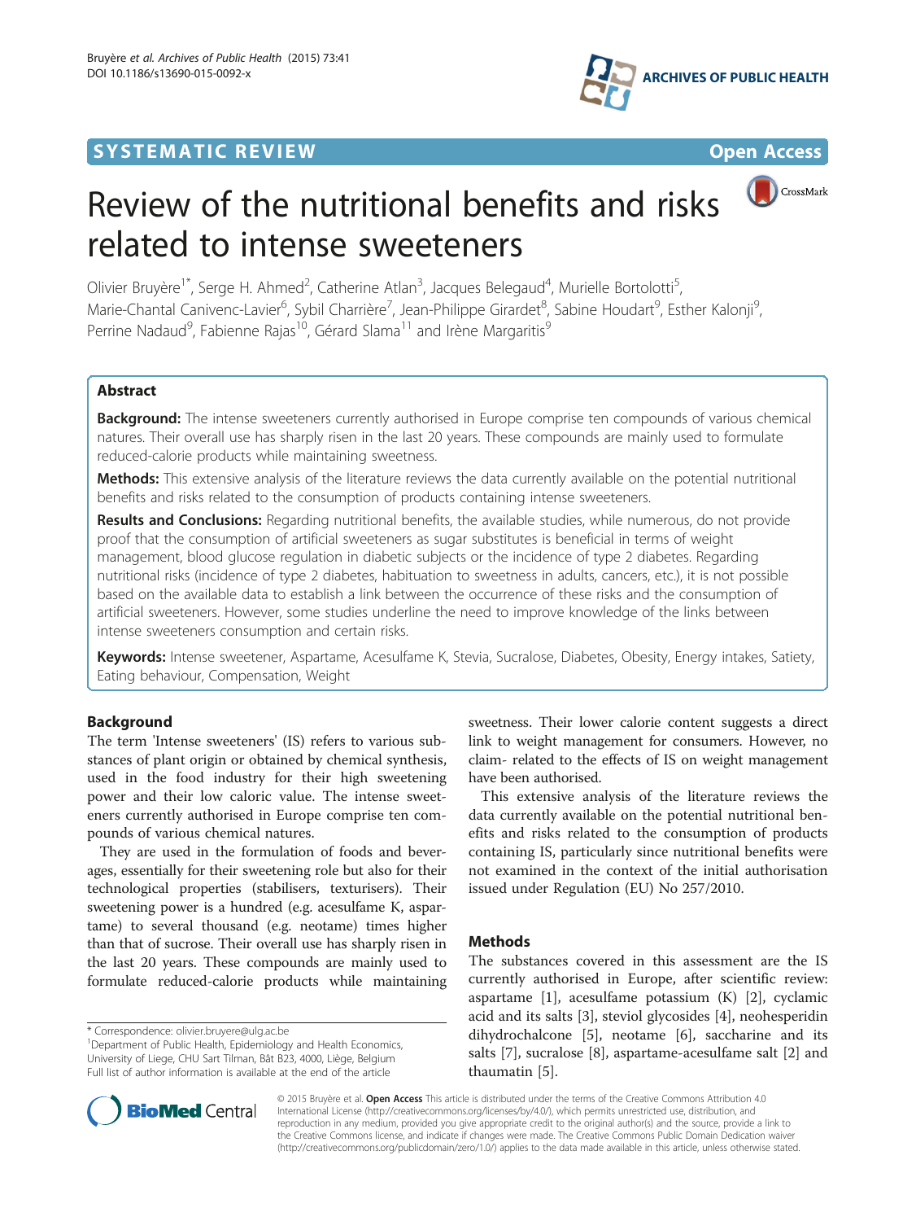SYSTEMATIC REVIEW

Open Access

# Review of the nutritional benefits and risks related to intense sweeteners

Olivier Bruyère[1*], Serge H. Ahmed[2], Catherine Atlan[3], Jacques Belegaud[4], Murielle Bortolotti[5], Marie-Chantal Canivenc-Lavier[6], Sybil Charrière[7], Jean-Philippe Girardet[8], Sabine Houdart[9], Esther Kalonji[9], Perrine Nadaud[9], Fabienne Rajas[10], Gérard Slama[11] and Irène Margaritis[9]

## Abstract

**Background:** The intense sweeteners currently authorised in Europe comprise ten compounds of various chemical natures. Their overall use has sharply risen in the last 20 years. These compounds are mainly used to formulate reduced-calorie products while maintaining sweetness.

**Methods:** This extensive analysis of the literature reviews the data currently available on the potential nutritional benefits and risks related to the consumption of products containing intense sweeteners.

**Results and Conclusions:** Regarding nutritional benefits, the available studies, while numerous, do not provide proof that the consumption of artificial sweeteners as sugar substitutes is beneficial in terms of weight management, blood glucose regulation in diabetic subjects or the incidence of type 2 diabetes. Regarding nutritional risks (incidence of type 2 diabetes, habituation to sweetness in adults, cancers, etc.), it is not possible based on the available data to establish a link between the occurrence of these risks and the consumption of artificial sweeteners. However, some studies underline the need to improve knowledge of the links between intense sweeteners consumption and certain risks.

**Keywords:** Intense sweetener, Aspartame, Acesulfame K, Stevia, Sucralose, Diabetes, Obesity, Energy intakes, Satiety, Eating behaviour, Compensation, Weight

## Background

The term 'Intense sweeteners' (IS) refers to various substances of plant origin or obtained by chemical synthesis, used in the food industry for their high sweetening power and their low caloric value. The intense sweeteners currently authorised in Europe comprise ten compounds of various chemical natures.

They are used in the formulation of foods and beverages, essentially for their sweetening role but also for their technological properties (stabilisers, texturisers). Their sweetening power is a hundred (e.g. acesulfame K, aspartame) to several thousand (e.g. neotame) times higher than that of sucrose. Their overall use has sharply risen in the last 20 years. These compounds are mainly used to formulate reduced-calorie products while maintaining sweetness. Their lower calorie content suggests a direct link to weight management for consumers. However, no claim- related to the effects of IS on weight management have been authorised.

This extensive analysis of the literature reviews the data currently available on the potential nutritional benefits and risks related to the consumption of products containing IS, particularly since nutritional benefits were not examined in the context of the initial authorisation issued under Regulation (EU) No 257/2010.

## Methods

The substances covered in this assessment are the IS currently authorised in Europe, after scientific review: aspartame [1], acesulfame potassium (K) [2], cyclamic acid and its salts [3], steviol glycosides [4], neohesperidin dihydrochalcone [5], neotame [6], saccharine and its salts [7], sucralose [8], aspartame-acesulfame salt [2] and thaumatin [5].

* Correspondence: olivier.bruyere@ulg.ac.be
[1]Department of Public Health, Epidemiology and Health Economics, University of Liege, CHU Sart Tilman, Bât B23, 4000, Liège, Belgium
Full list of author information is available at the end of the article

© 2015 Bruyère et al. **Open Access** This article is distributed under the terms of the Creative Commons Attribution 4.0 International License (http://creativecommons.org/licenses/by/4.0/), which permits unrestricted use, distribution, and reproduction in any medium, provided you give appropriate credit to the original author(s) and the source, provide a link to the Creative Commons license, and indicate if changes were made. The Creative Commons Public Domain Dedication waiver (http://creativecommons.org/publicdomain/zero/1.0/) applies to the data made available in this article, unless otherwise stated.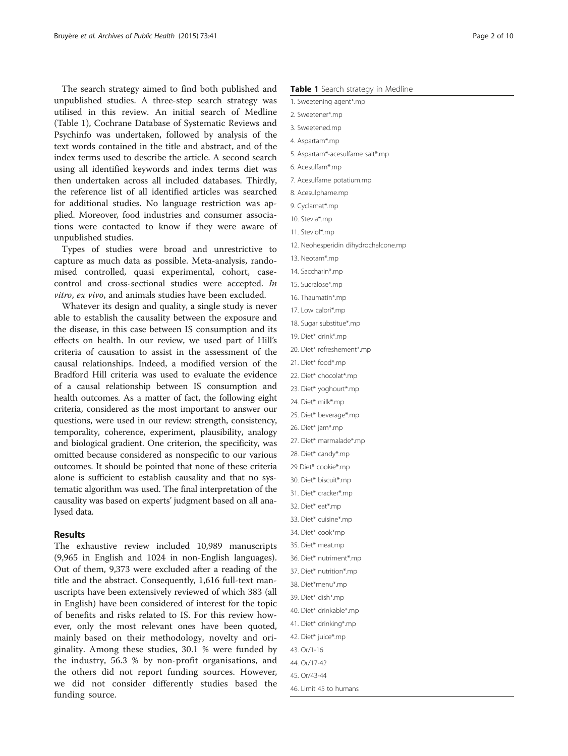The search strategy aimed to find both published and unpublished studies. A three-step search strategy was utilised in this review. An initial search of Medline (Table 1), Cochrane Database of Systematic Reviews and Psychinfo was undertaken, followed by analysis of the text words contained in the title and abstract, and of the index terms used to describe the article. A second search using all identified keywords and index terms diet was then undertaken across all included databases. Thirdly, the reference list of all identified articles was searched for additional studies. No language restriction was applied. Moreover, food industries and consumer associations were contacted to know if they were aware of unpublished studies.

Types of studies were broad and unrestrictive to capture as much data as possible. Meta-analysis, randomised controlled, quasi experimental, cohort, case-control and cross-sectional studies were accepted. *In vitro*, *ex vivo*, and animals studies have been excluded.

Whatever its design and quality, a single study is never able to establish the causality between the exposure and the disease, in this case between IS consumption and its effects on health. In our review, we used part of Hill's criteria of causation to assist in the assessment of the causal relationships. Indeed, a modified version of the Bradford Hill criteria was used to evaluate the evidence of a causal relationship between IS consumption and health outcomes. As a matter of fact, the following eight criteria, considered as the most important to answer our questions, were used in our review: strength, consistency, temporality, coherence, experiment, plausibility, analogy and biological gradient. One criterion, the specificity, was omitted because considered as nonspecific to our various outcomes. It should be pointed that none of these criteria alone is sufficient to establish causality and that no systematic algorithm was used. The final interpretation of the causality was based on experts' judgment based on all analysed data.

## Results

The exhaustive review included 10,989 manuscripts (9,965 in English and 1024 in non-English languages). Out of them, 9,373 were excluded after a reading of the title and the abstract. Consequently, 1,616 full-text manuscripts have been extensively reviewed of which 383 (all in English) have been considered of interest for the topic of benefits and risks related to IS. For this review however, only the most relevant ones have been quoted, mainly based on their methodology, novelty and originality. Among these studies, 30.1 % were funded by the industry, 56.3 % by non-profit organisations, and the others did not report funding sources. However, we did not consider differently studies based the funding source.

**Table 1** Search strategy in Medline

| |
|---|
| 1. Sweetening agent*.mp |
| 2. Sweetener*.mp |
| 3. Sweetened.mp |
| 4. Aspartam*.mp |
| 5. Aspartam*-acesulfame salt*.mp |
| 6. Acesulfam*.mp |
| 7. Acesulfame potatium.mp |
| 8. Acesulphame.mp |
| 9. Cyclamat*.mp |
| 10. Stevia*.mp |
| 11. Steviol*.mp |
| 12. Neohesperidin dihydrochalcone.mp |
| 13. Neotam*.mp |
| 14. Saccharin*.mp |
| 15. Sucralose*.mp |
| 16. Thaumatin*.mp |
| 17. Low calori*.mp |
| 18. Sugar substitue*.mp |
| 19. Diet* drink*.mp |
| 20. Diet* refreshement*.mp |
| 21. Diet* food*.mp |
| 22. Diet* chocolat*.mp |
| 23. Diet* yoghourt*.mp |
| 24. Diet* milk*.mp |
| 25. Diet* beverage*.mp |
| 26. Diet* jam*.mp |
| 27. Diet* marmalade*.mp |
| 28. Diet* candy*.mp |
| 29 Diet* cookie*.mp |
| 30. Diet* biscuit*.mp |
| 31. Diet* cracker*.mp |
| 32. Diet* eat*.mp |
| 33. Diet* cuisine*.mp |
| 34. Diet* cook*mp |
| 35. Diet* meat.mp |
| 36. Diet* nutriment*.mp |
| 37. Diet* nutrition*.mp |
| 38. Diet*menu*.mp |
| 39. Diet* dish*.mp |
| 40. Diet* drinkable*.mp |
| 41. Diet* drinking*.mp |
| 42. Diet* juice*.mp |
| 43. Or/1-16 |
| 44. Or/17-42 |
| 45. Or/43-44 |
| 46. Limit 45 to humans |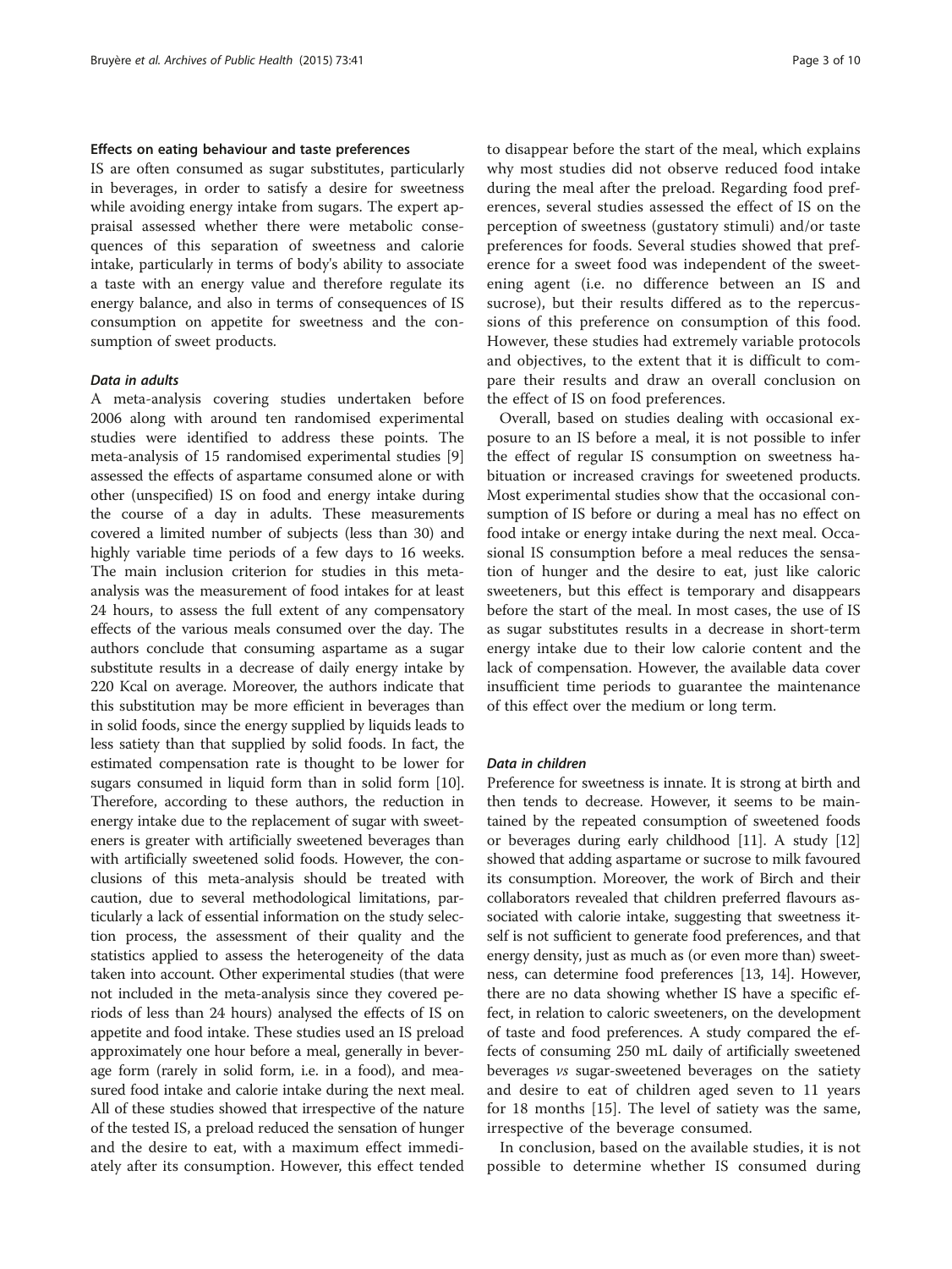### Effects on eating behaviour and taste preferences

IS are often consumed as sugar substitutes, particularly in beverages, in order to satisfy a desire for sweetness while avoiding energy intake from sugars. The expert appraisal assessed whether there were metabolic consequences of this separation of sweetness and calorie intake, particularly in terms of body's ability to associate a taste with an energy value and therefore regulate its energy balance, and also in terms of consequences of IS consumption on appetite for sweetness and the consumption of sweet products.

#### *Data in adults*

A meta-analysis covering studies undertaken before 2006 along with around ten randomised experimental studies were identified to address these points. The meta-analysis of 15 randomised experimental studies [9] assessed the effects of aspartame consumed alone or with other (unspecified) IS on food and energy intake during the course of a day in adults. These measurements covered a limited number of subjects (less than 30) and highly variable time periods of a few days to 16 weeks. The main inclusion criterion for studies in this meta-analysis was the measurement of food intakes for at least 24 hours, to assess the full extent of any compensatory effects of the various meals consumed over the day. The authors conclude that consuming aspartame as a sugar substitute results in a decrease of daily energy intake by 220 Kcal on average. Moreover, the authors indicate that this substitution may be more efficient in beverages than in solid foods, since the energy supplied by liquids leads to less satiety than that supplied by solid foods. In fact, the estimated compensation rate is thought to be lower for sugars consumed in liquid form than in solid form [10]. Therefore, according to these authors, the reduction in energy intake due to the replacement of sugar with sweeteners is greater with artificially sweetened beverages than with artificially sweetened solid foods. However, the conclusions of this meta-analysis should be treated with caution, due to several methodological limitations, particularly a lack of essential information on the study selection process, the assessment of their quality and the statistics applied to assess the heterogeneity of the data taken into account. Other experimental studies (that were not included in the meta-analysis since they covered periods of less than 24 hours) analysed the effects of IS on appetite and food intake. These studies used an IS preload approximately one hour before a meal, generally in beverage form (rarely in solid form, i.e. in a food), and measured food intake and calorie intake during the next meal. All of these studies showed that irrespective of the nature of the tested IS, a preload reduced the sensation of hunger and the desire to eat, with a maximum effect immediately after its consumption. However, this effect tended to disappear before the start of the meal, which explains why most studies did not observe reduced food intake during the meal after the preload. Regarding food preferences, several studies assessed the effect of IS on the perception of sweetness (gustatory stimuli) and/or taste preferences for foods. Several studies showed that preference for a sweet food was independent of the sweetening agent (i.e. no difference between an IS and sucrose), but their results differed as to the repercussions of this preference on consumption of this food. However, these studies had extremely variable protocols and objectives, to the extent that it is difficult to compare their results and draw an overall conclusion on the effect of IS on food preferences.

Overall, based on studies dealing with occasional exposure to an IS before a meal, it is not possible to infer the effect of regular IS consumption on sweetness habituation or increased cravings for sweetened products. Most experimental studies show that the occasional consumption of IS before or during a meal has no effect on food intake or energy intake during the next meal. Occasional IS consumption before a meal reduces the sensation of hunger and the desire to eat, just like caloric sweeteners, but this effect is temporary and disappears before the start of the meal. In most cases, the use of IS as sugar substitutes results in a decrease in short-term energy intake due to their low calorie content and the lack of compensation. However, the available data cover insufficient time periods to guarantee the maintenance of this effect over the medium or long term.

#### *Data in children*

Preference for sweetness is innate. It is strong at birth and then tends to decrease. However, it seems to be maintained by the repeated consumption of sweetened foods or beverages during early childhood [11]. A study [12] showed that adding aspartame or sucrose to milk favoured its consumption. Moreover, the work of Birch and their collaborators revealed that children preferred flavours associated with calorie intake, suggesting that sweetness itself is not sufficient to generate food preferences, and that energy density, just as much as (or even more than) sweetness, can determine food preferences [13, 14]. However, there are no data showing whether IS have a specific effect, in relation to caloric sweeteners, on the development of taste and food preferences. A study compared the effects of consuming 250 mL daily of artificially sweetened beverages *vs* sugar-sweetened beverages on the satiety and desire to eat of children aged seven to 11 years for 18 months [15]. The level of satiety was the same, irrespective of the beverage consumed.

In conclusion, based on the available studies, it is not possible to determine whether IS consumed during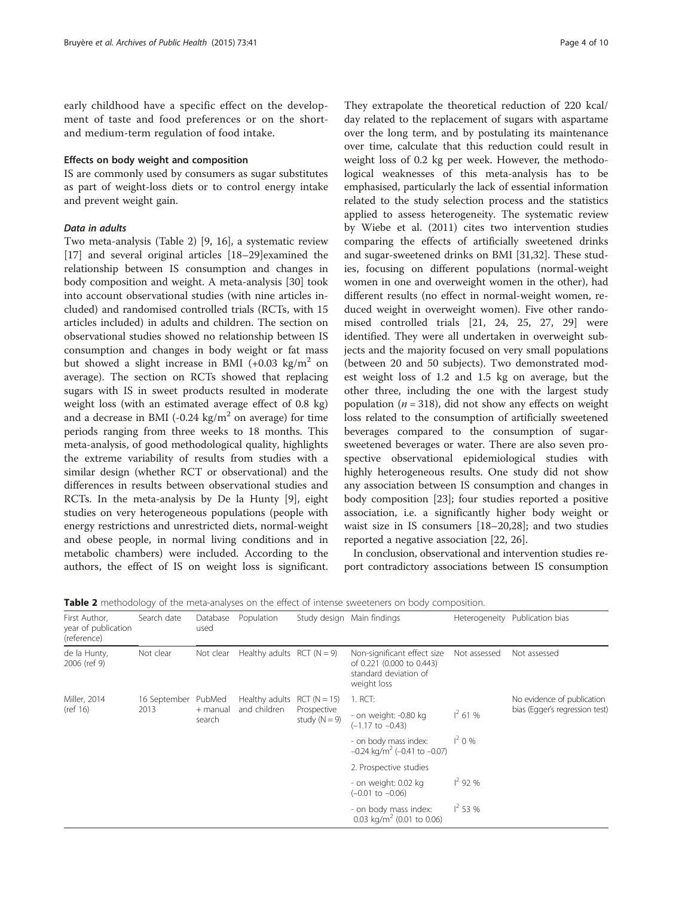early childhood have a specific effect on the development of taste and food preferences or on the short- and medium-term regulation of food intake.

### Effects on body weight and composition

IS are commonly used by consumers as sugar substitutes as part of weight-loss diets or to control energy intake and prevent weight gain.

#### *Data in adults*

Two meta-analysis (Table 2) [9, 16], a systematic review [17] and several original articles [18–29]examined the relationship between IS consumption and changes in body composition and weight. A meta-analysis [30] took into account observational studies (with nine articles included) and randomised controlled trials (RCTs, with 15 articles included) in adults and children. The section on observational studies showed no relationship between IS consumption and changes in body weight or fat mass but showed a slight increase in BMI (+0.03 kg/m$^2$ on average). The section on RCTs showed that replacing sugars with IS in sweet products resulted in moderate weight loss (with an estimated average effect of 0.8 kg) and a decrease in BMI (-0.24 kg/m$^2$ on average) for time periods ranging from three weeks to 18 months. This meta-analysis, of good methodological quality, highlights the extreme variability of results from studies with a similar design (whether RCT or observational) and the differences in results between observational studies and RCTs. In the meta-analysis by De la Hunty [9], eight studies on very heterogeneous populations (people with energy restrictions and unrestricted diets, normal-weight and obese people, in normal living conditions and in metabolic chambers) were included. According to the authors, the effect of IS on weight loss is significant. They extrapolate the theoretical reduction of 220 kcal/day related to the replacement of sugars with aspartame over the long term, and by postulating its maintenance over time, calculate that this reduction could result in weight loss of 0.2 kg per week. However, the methodological weaknesses of this meta-analysis has to be emphasised, particularly the lack of essential information related to the study selection process and the statistics applied to assess heterogeneity. The systematic review by Wiebe et al. (2011) cites two intervention studies comparing the effects of artificially sweetened drinks and sugar-sweetened drinks on BMI [31,32]. These studies, focusing on different populations (normal-weight women in one and overweight women in the other), had different results (no effect in normal-weight women, reduced weight in overweight women). Five other randomised controlled trials [21, 24, 25, 27, 29] were identified. They were all undertaken in overweight subjects and the majority focused on very small populations (between 20 and 50 subjects). Two demonstrated modest weight loss of 1.2 and 1.5 kg on average, but the other three, including the one with the largest study population ($n = 318$), did not show any effects on weight loss related to the consumption of artificially sweetened beverages compared to the consumption of sugar-sweetened beverages or water. There are also seven prospective observational epidemiological studies with highly heterogeneous results. One study did not show any association between IS consumption and changes in body composition [23]; four studies reported a positive association, i.e. a significantly higher body weight or waist size in IS consumers [18–20,28]; and two studies reported a negative association [22, 26].

In conclusion, observational and intervention studies report contradictory associations between IS consumption

**Table 2** methodology of the meta-analyses on the effect of intense sweeteners on body composition.

| First Author, year of publication (reference) | Search date | Database used | Population | Study design | Main findings | Heterogeneity | Publication bias |
|---|---|---|---|---|---|---|---|
| de la Hunty, 2006 (ref 9) | Not clear | Not clear | Healthy adults | RCT (N = 9) | Non-significant effect size of 0.221 (0.000 to 0.443) standard deviation of weight loss | Not assessed | Not assessed |
| Miller, 2014 (ref 16) | 16 September 2013 | PubMed + manual search | Healthy adults and children | RCT (N = 15) Prospective study (N = 9) | 1. RCT: | | No evidence of publication bias (Egger's regression test) |
| | | | | | - on weight: -0.80 kg (−1.17 to −0.43) | $I^2$ 61 % | |
| | | | | | - on body mass index: −0.24 kg/m$^2$ (−0.41 to −0.07) | $I^2$ 0 % | |
| | | | | | 2. Prospective studies | | |
| | | | | | - on weight: 0.02 kg (−0.01 to −0.06) | $I^2$ 92 % | |
| | | | | | - on body mass index: 0.03 kg/m$^2$ (0.01 to 0.06) | $I^2$ 53 % | |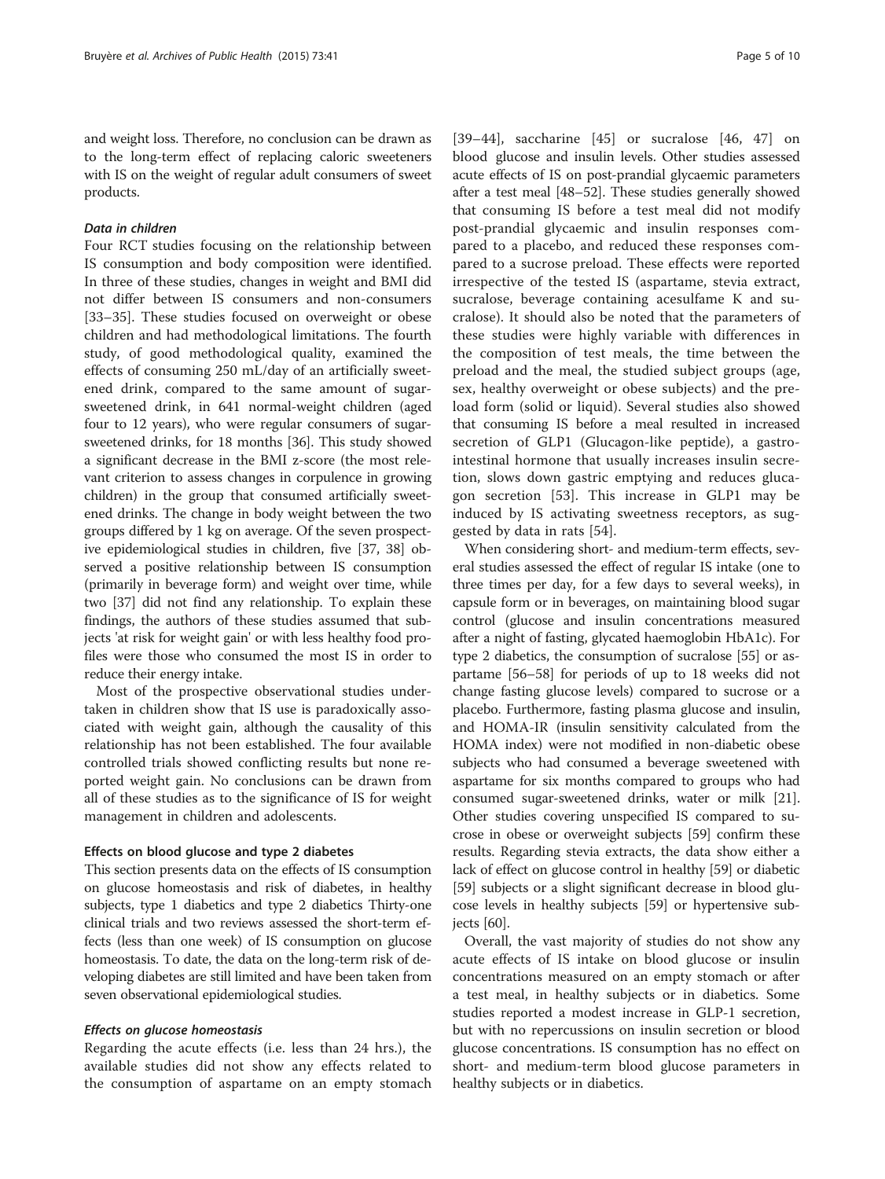and weight loss. Therefore, no conclusion can be drawn as to the long-term effect of replacing caloric sweeteners with IS on the weight of regular adult consumers of sweet products.

#### *Data in children*

Four RCT studies focusing on the relationship between IS consumption and body composition were identified. In three of these studies, changes in weight and BMI did not differ between IS consumers and non-consumers [33–35]. These studies focused on overweight or obese children and had methodological limitations. The fourth study, of good methodological quality, examined the effects of consuming 250 mL/day of an artificially sweetened drink, compared to the same amount of sugar-sweetened drink, in 641 normal-weight children (aged four to 12 years), who were regular consumers of sugar-sweetened drinks, for 18 months [36]. This study showed a significant decrease in the BMI z-score (the most relevant criterion to assess changes in corpulence in growing children) in the group that consumed artificially sweetened drinks. The change in body weight between the two groups differed by 1 kg on average. Of the seven prospective epidemiological studies in children, five [37, 38] observed a positive relationship between IS consumption (primarily in beverage form) and weight over time, while two [37] did not find any relationship. To explain these findings, the authors of these studies assumed that subjects 'at risk for weight gain' or with less healthy food profiles were those who consumed the most IS in order to reduce their energy intake.

Most of the prospective observational studies undertaken in children show that IS use is paradoxically associated with weight gain, although the causality of this relationship has not been established. The four available controlled trials showed conflicting results but none reported weight gain. No conclusions can be drawn from all of these studies as to the significance of IS for weight management in children and adolescents.

### Effects on blood glucose and type 2 diabetes

This section presents data on the effects of IS consumption on glucose homeostasis and risk of diabetes, in healthy subjects, type 1 diabetics and type 2 diabetics Thirty-one clinical trials and two reviews assessed the short-term effects (less than one week) of IS consumption on glucose homeostasis. To date, the data on the long-term risk of developing diabetes are still limited and have been taken from seven observational epidemiological studies.

#### *Effects on glucose homeostasis*

Regarding the acute effects (i.e. less than 24 hrs.), the available studies did not show any effects related to the consumption of aspartame on an empty stomach [39–44], saccharine [45] or sucralose [46, 47] on blood glucose and insulin levels. Other studies assessed acute effects of IS on post-prandial glycaemic parameters after a test meal [48–52]. These studies generally showed that consuming IS before a test meal did not modify post-prandial glycaemic and insulin responses compared to a placebo, and reduced these responses compared to a sucrose preload. These effects were reported irrespective of the tested IS (aspartame, stevia extract, sucralose, beverage containing acesulfame K and sucralose). It should also be noted that the parameters of these studies were highly variable with differences in the composition of test meals, the time between the preload and the meal, the studied subject groups (age, sex, healthy overweight or obese subjects) and the preload form (solid or liquid). Several studies also showed that consuming IS before a meal resulted in increased secretion of GLP1 (Glucagon-like peptide), a gastrointestinal hormone that usually increases insulin secretion, slows down gastric emptying and reduces glucagon secretion [53]. This increase in GLP1 may be induced by IS activating sweetness receptors, as suggested by data in rats [54].

When considering short- and medium-term effects, several studies assessed the effect of regular IS intake (one to three times per day, for a few days to several weeks), in capsule form or in beverages, on maintaining blood sugar control (glucose and insulin concentrations measured after a night of fasting, glycated haemoglobin HbA1c). For type 2 diabetics, the consumption of sucralose [55] or aspartame [56–58] for periods of up to 18 weeks did not change fasting glucose levels) compared to sucrose or a placebo. Furthermore, fasting plasma glucose and insulin, and HOMA-IR (insulin sensitivity calculated from the HOMA index) were not modified in non-diabetic obese subjects who had consumed a beverage sweetened with aspartame for six months compared to groups who had consumed sugar-sweetened drinks, water or milk [21]. Other studies covering unspecified IS compared to sucrose in obese or overweight subjects [59] confirm these results. Regarding stevia extracts, the data show either a lack of effect on glucose control in healthy [59] or diabetic [59] subjects or a slight significant decrease in blood glucose levels in healthy subjects [59] or hypertensive subjects [60].

Overall, the vast majority of studies do not show any acute effects of IS intake on blood glucose or insulin concentrations measured on an empty stomach or after a test meal, in healthy subjects or in diabetics. Some studies reported a modest increase in GLP-1 secretion, but with no repercussions on insulin secretion or blood glucose concentrations. IS consumption has no effect on short- and medium-term blood glucose parameters in healthy subjects or in diabetics.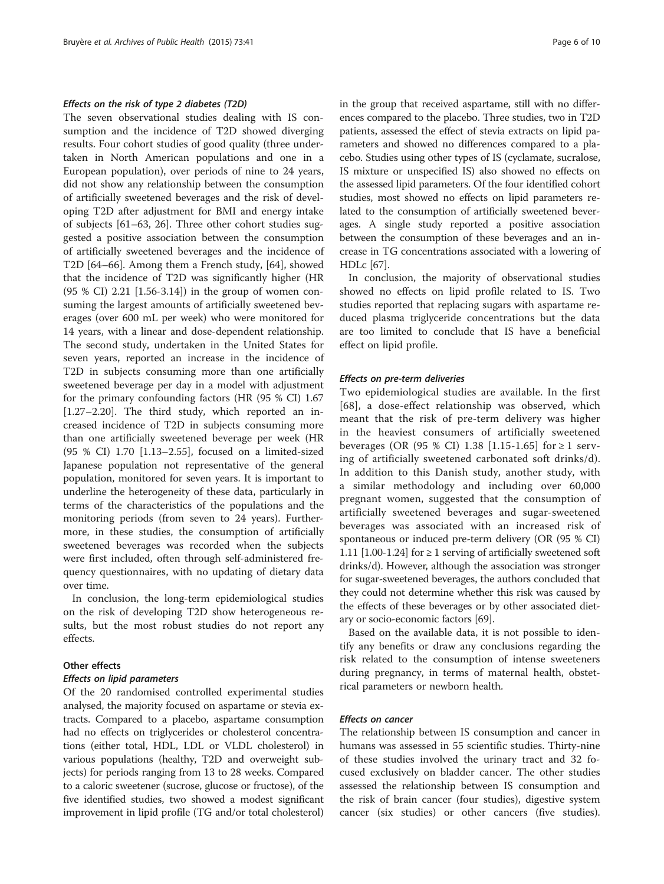#### *Effects on the risk of type 2 diabetes (T2D)*

The seven observational studies dealing with IS consumption and the incidence of T2D showed diverging results. Four cohort studies of good quality (three undertaken in North American populations and one in a European population), over periods of nine to 24 years, did not show any relationship between the consumption of artificially sweetened beverages and the risk of developing T2D after adjustment for BMI and energy intake of subjects [61–63, 26]. Three other cohort studies suggested a positive association between the consumption of artificially sweetened beverages and the incidence of T2D [64–66]. Among them a French study, [64], showed that the incidence of T2D was significantly higher (HR (95 % CI) 2.21 [1.56-3.14]) in the group of women consuming the largest amounts of artificially sweetened beverages (over 600 mL per week) who were monitored for 14 years, with a linear and dose-dependent relationship. The second study, undertaken in the United States for seven years, reported an increase in the incidence of T2D in subjects consuming more than one artificially sweetened beverage per day in a model with adjustment for the primary confounding factors (HR (95 % CI) 1.67 [1.27–2.20]. The third study, which reported an increased incidence of T2D in subjects consuming more than one artificially sweetened beverage per week (HR (95 % CI) 1.70 [1.13–2.55], focused on a limited-sized Japanese population not representative of the general population, monitored for seven years. It is important to underline the heterogeneity of these data, particularly in terms of the characteristics of the populations and the monitoring periods (from seven to 24 years). Furthermore, in these studies, the consumption of artificially sweetened beverages was recorded when the subjects were first included, often through self-administered frequency questionnaires, with no updating of dietary data over time.

In conclusion, the long-term epidemiological studies on the risk of developing T2D show heterogeneous results, but the most robust studies do not report any effects.

### Other effects

#### *Effects on lipid parameters*

Of the 20 randomised controlled experimental studies analysed, the majority focused on aspartame or stevia extracts. Compared to a placebo, aspartame consumption had no effects on triglycerides or cholesterol concentrations (either total, HDL, LDL or VLDL cholesterol) in various populations (healthy, T2D and overweight subjects) for periods ranging from 13 to 28 weeks. Compared to a caloric sweetener (sucrose, glucose or fructose), of the five identified studies, two showed a modest significant improvement in lipid profile (TG and/or total cholesterol) in the group that received aspartame, still with no differences compared to the placebo. Three studies, two in T2D patients, assessed the effect of stevia extracts on lipid parameters and showed no differences compared to a placebo. Studies using other types of IS (cyclamate, sucralose, IS mixture or unspecified IS) also showed no effects on the assessed lipid parameters. Of the four identified cohort studies, most showed no effects on lipid parameters related to the consumption of artificially sweetened beverages. A single study reported a positive association between the consumption of these beverages and an increase in TG concentrations associated with a lowering of HDLc [67].

In conclusion, the majority of observational studies showed no effects on lipid profile related to IS. Two studies reported that replacing sugars with aspartame reduced plasma triglyceride concentrations but the data are too limited to conclude that IS have a beneficial effect on lipid profile.

#### *Effects on pre-term deliveries*

Two epidemiological studies are available. In the first [68], a dose-effect relationship was observed, which meant that the risk of pre-term delivery was higher in the heaviest consumers of artificially sweetened beverages (OR (95 % CI) 1.38 [1.15-1.65] for ≥ 1 serving of artificially sweetened carbonated soft drinks/d). In addition to this Danish study, another study, with a similar methodology and including over 60,000 pregnant women, suggested that the consumption of artificially sweetened beverages and sugar-sweetened beverages was associated with an increased risk of spontaneous or induced pre-term delivery (OR (95 % CI) 1.11 [1.00-1.24] for ≥ 1 serving of artificially sweetened soft drinks/d). However, although the association was stronger for sugar-sweetened beverages, the authors concluded that they could not determine whether this risk was caused by the effects of these beverages or by other associated dietary or socio-economic factors [69].

Based on the available data, it is not possible to identify any benefits or draw any conclusions regarding the risk related to the consumption of intense sweeteners during pregnancy, in terms of maternal health, obstetrical parameters or newborn health.

#### *Effects on cancer*

The relationship between IS consumption and cancer in humans was assessed in 55 scientific studies. Thirty-nine of these studies involved the urinary tract and 32 focused exclusively on bladder cancer. The other studies assessed the relationship between IS consumption and the risk of brain cancer (four studies), digestive system cancer (six studies) or other cancers (five studies).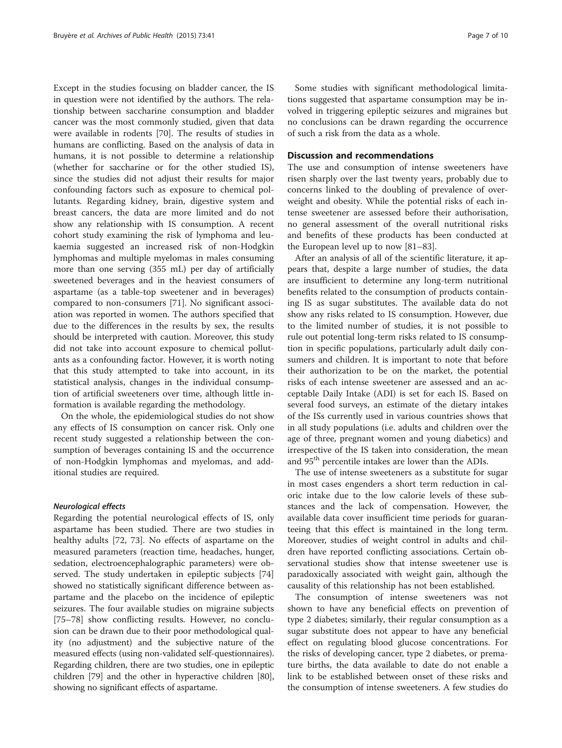Except in the studies focusing on bladder cancer, the IS in question were not identified by the authors. The relationship between saccharine consumption and bladder cancer was the most commonly studied, given that data were available in rodents [70]. The results of studies in humans are conflicting. Based on the analysis of data in humans, it is not possible to determine a relationship (whether for saccharine or for the other studied IS), since the studies did not adjust their results for major confounding factors such as exposure to chemical pollutants. Regarding kidney, brain, digestive system and breast cancers, the data are more limited and do not show any relationship with IS consumption. A recent cohort study examining the risk of lymphoma and leukaemia suggested an increased risk of non-Hodgkin lymphomas and multiple myelomas in males consuming more than one serving (355 mL) per day of artificially sweetened beverages and in the heaviest consumers of aspartame (as a table-top sweetener and in beverages) compared to non-consumers [71]. No significant association was reported in women. The authors specified that due to the differences in the results by sex, the results should be interpreted with caution. Moreover, this study did not take into account exposure to chemical pollutants as a confounding factor. However, it is worth noting that this study attempted to take into account, in its statistical analysis, changes in the individual consumption of artificial sweeteners over time, although little information is available regarding the methodology.

On the whole, the epidemiological studies do not show any effects of IS consumption on cancer risk. Only one recent study suggested a relationship between the consumption of beverages containing IS and the occurrence of non-Hodgkin lymphomas and myelomas, and additional studies are required.

#### *Neurological effects*

Regarding the potential neurological effects of IS, only aspartame has been studied. There are two studies in healthy adults [72, 73]. No effects of aspartame on the measured parameters (reaction time, headaches, hunger, sedation, electroencephalographic parameters) were observed. The study undertaken in epileptic subjects [74] showed no statistically significant difference between aspartame and the placebo on the incidence of epileptic seizures. The four available studies on migraine subjects [75–78] show conflicting results. However, no conclusion can be drawn due to their poor methodological quality (no adjustment) and the subjective nature of the measured effects (using non-validated self-questionnaires). Regarding children, there are two studies, one in epileptic children [79] and the other in hyperactive children [80], showing no significant effects of aspartame.

Some studies with significant methodological limitations suggested that aspartame consumption may be involved in triggering epileptic seizures and migraines but no conclusions can be drawn regarding the occurrence of such a risk from the data as a whole.

## Discussion and recommendations

The use and consumption of intense sweeteners have risen sharply over the last twenty years, probably due to concerns linked to the doubling of prevalence of overweight and obesity. While the potential risks of each intense sweetener are assessed before their authorisation, no general assessment of the overall nutritional risks and benefits of these products has been conducted at the European level up to now [81–83].

After an analysis of all of the scientific literature, it appears that, despite a large number of studies, the data are insufficient to determine any long-term nutritional benefits related to the consumption of products containing IS as sugar substitutes. The available data do not show any risks related to IS consumption. However, due to the limited number of studies, it is not possible to rule out potential long-term risks related to IS consumption in specific populations, particularly adult daily consumers and children. It is important to note that before their authorization to be on the market, the potential risks of each intense sweetener are assessed and an acceptable Daily Intake (ADI) is set for each IS. Based on several food surveys, an estimate of the dietary intakes of the ISs currently used in various countries shows that in all study populations (i.e. adults and children over the age of three, pregnant women and young diabetics) and irrespective of the IS taken into consideration, the mean and 95$^{th}$ percentile intakes are lower than the ADIs.

The use of intense sweeteners as a substitute for sugar in most cases engenders a short term reduction in caloric intake due to the low calorie levels of these substances and the lack of compensation. However, the available data cover insufficient time periods for guaranteeing that this effect is maintained in the long term. Moreover, studies of weight control in adults and children have reported conflicting associations. Certain observational studies show that intense sweetener use is paradoxically associated with weight gain, although the causality of this relationship has not been established.

The consumption of intense sweeteners was not shown to have any beneficial effects on prevention of type 2 diabetes; similarly, their regular consumption as a sugar substitute does not appear to have any beneficial effect on regulating blood glucose concentrations. For the risks of developing cancer, type 2 diabetes, or premature births, the data available to date do not enable a link to be established between onset of these risks and the consumption of intense sweeteners. A few studies do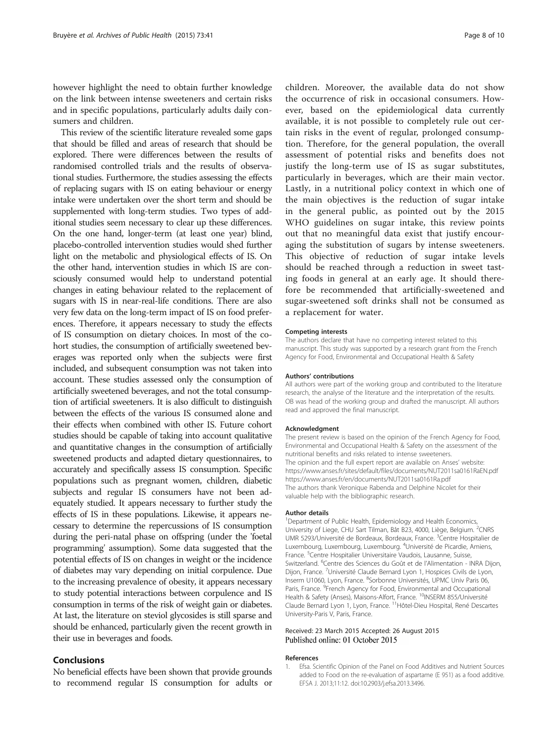however highlight the need to obtain further knowledge on the link between intense sweeteners and certain risks and in specific populations, particularly adults daily consumers and children.

This review of the scientific literature revealed some gaps that should be filled and areas of research that should be explored. There were differences between the results of randomised controlled trials and the results of observational studies. Furthermore, the studies assessing the effects of replacing sugars with IS on eating behaviour or energy intake were undertaken over the short term and should be supplemented with long-term studies. Two types of additional studies seem necessary to clear up these differences. On the one hand, longer-term (at least one year) blind, placebo-controlled intervention studies would shed further light on the metabolic and physiological effects of IS. On the other hand, intervention studies in which IS are consciously consumed would help to understand potential changes in eating behaviour related to the replacement of sugars with IS in near-real-life conditions. There are also very few data on the long-term impact of IS on food preferences. Therefore, it appears necessary to study the effects of IS consumption on dietary choices. In most of the cohort studies, the consumption of artificially sweetened beverages was reported only when the subjects were first included, and subsequent consumption was not taken into account. These studies assessed only the consumption of artificially sweetened beverages, and not the total consumption of artificial sweeteners. It is also difficult to distinguish between the effects of the various IS consumed alone and their effects when combined with other IS. Future cohort studies should be capable of taking into account qualitative and quantitative changes in the consumption of artificially sweetened products and adapted dietary questionnaires, to accurately and specifically assess IS consumption. Specific populations such as pregnant women, children, diabetic subjects and regular IS consumers have not been adequately studied. It appears necessary to further study the effects of IS in these populations. Likewise, it appears necessary to determine the repercussions of IS consumption during the peri-natal phase on offspring (under the 'foetal programming' assumption). Some data suggested that the potential effects of IS on changes in weight or the incidence of diabetes may vary depending on initial corpulence. Due to the increasing prevalence of obesity, it appears necessary to study potential interactions between corpulence and IS consumption in terms of the risk of weight gain or diabetes. At last, the literature on steviol glycosides is still sparse and should be enhanced, particularly given the recent growth in their use in beverages and foods.

## Conclusions

No beneficial effects have been shown that provide grounds to recommend regular IS consumption for adults or children. Moreover, the available data do not show the occurrence of risk in occasional consumers. However, based on the epidemiological data currently available, it is not possible to completely rule out certain risks in the event of regular, prolonged consumption. Therefore, for the general population, the overall assessment of potential risks and benefits does not justify the long-term use of IS as sugar substitutes, particularly in beverages, which are their main vector. Lastly, in a nutritional policy context in which one of the main objectives is the reduction of sugar intake in the general public, as pointed out by the 2015 WHO guidelines on sugar intake, this review points out that no meaningful data exist that justify encouraging the substitution of sugars by intense sweeteners. This objective of reduction of sugar intake levels should be reached through a reduction in sweet tasting foods in general at an early age. It should therefore be recommended that artificially-sweetened and sugar-sweetened soft drinks shall not be consumed as a replacement for water.

#### Competing interests

The authors declare that have no competing interest related to this manuscript. This study was supported by a research grant from the French Agency for Food, Environmental and Occupational Health & Safety

#### Authors' contributions

All authors were part of the working group and contributed to the literature research, the analyse of the literature and the interpretation of the results. OB was head of the working group and drafted the manuscript. All authors read and approved the final manuscript.

#### Acknowledgment

The present review is based on the opinion of the French Agency for Food, Environmental and Occupational Health & Safety on the assessment of the nutritional benefits and risks related to intense sweeteners.
The opinion and the full expert report are available on Anses' website:
https://www.anses.fr/sites/default/files/documents/NUT2011sa0161RaEN.pdf
https://www.anses.fr/en/documents/NUT2011sa0161Ra.pdf
The authors thank Veronique Rabenda and Delphine Nicolet for their valuable help with the bibliographic research.

#### Author details

[1]Department of Public Health, Epidemiology and Health Economics, University of Liege, CHU Sart Tilman, Bât B23, 4000, Liège, Belgium. [2]CNRS UMR 5293/Université de Bordeaux, Bordeaux, France. [3]Centre Hospitalier de Luxembourg, Luxembourg, Luxembourg. [4]Université de Picardie, Amiens, France. [5]Centre Hospitalier Universitaire Vaudois, Lausanne, Suisse, Switzerland. [6]Centre des Sciences du Goût et de l'Alimentation - INRA Dijon, Dijon, France. [7]Université Claude Bernard Lyon 1, Hospices Civils de Lyon, Inserm U1060, Lyon, France. [8]Sorbonne Universités, UPMC Univ Paris 06, Paris, France. [9]French Agency for Food, Environmental and Occupational Health & Safety (Anses), Maisons-Alfort, France. [10]INSERM 855/Université Claude Bernard Lyon 1, Lyon, France. [11]Hôtel-Dieu Hospital, René Descartes University-Paris V, Paris, France.

Received: 23 March 2015 Accepted: 26 August 2015
Published online: 01 October 2015

#### References

1. Efsa. Scientific Opinion of the Panel on Food Additives and Nutrient Sources added to Food on the re-evaluation of aspartame (E 951) as a food additive. EFSA J. 2013;11:12. doi:10.2903/j.efsa.2013.3496.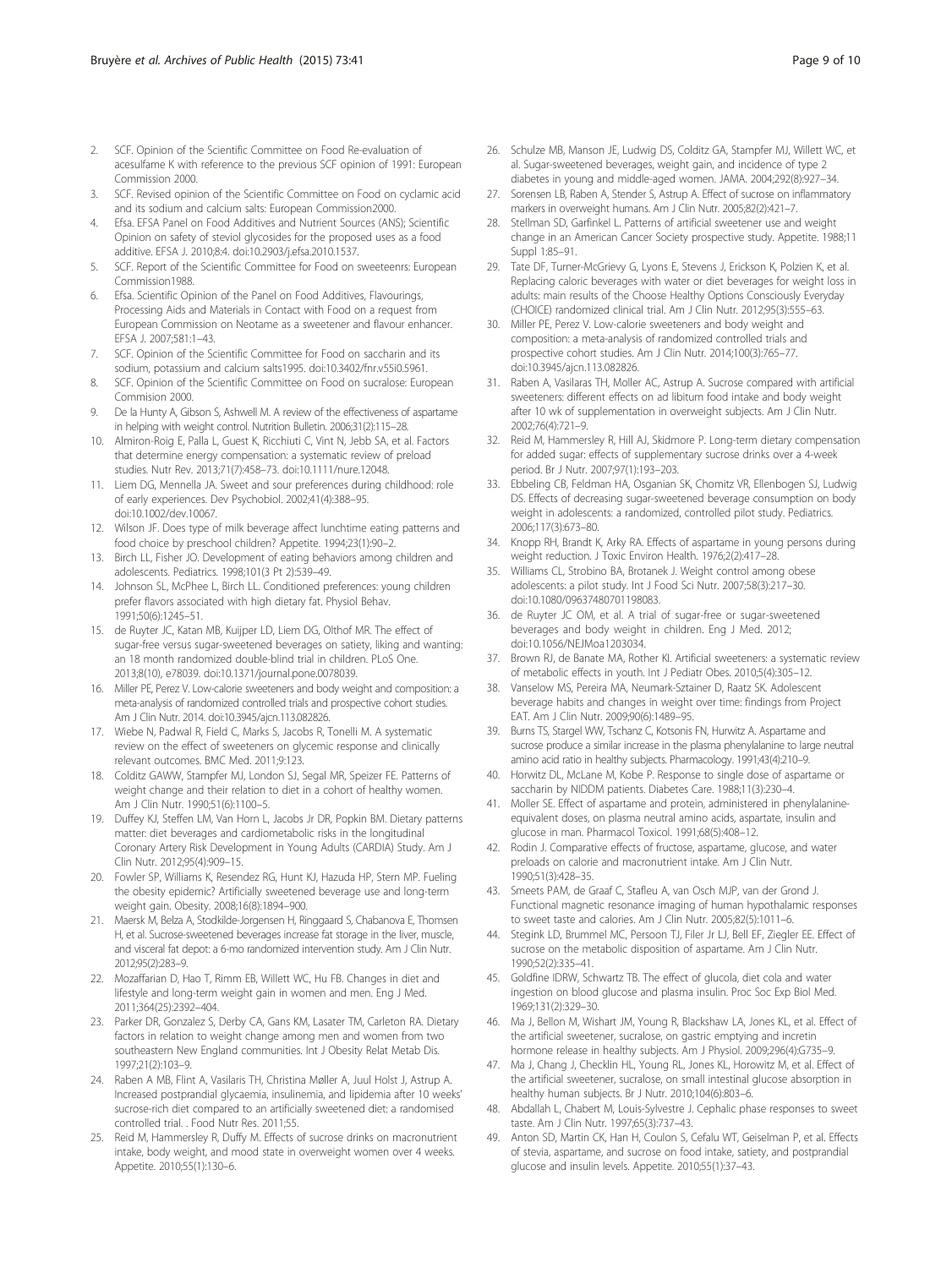2. SCF. Opinion of the Scientific Committee on Food Re-evaluation of acesulfame K with reference to the previous SCF opinion of 1991: European Commission 2000.
3. SCF. Revised opinion of the Scientific Committee on Food on cyclamic acid and its sodium and calcium salts: European Commission2000.
4. Efsa. EFSA Panel on Food Additives and Nutrient Sources (ANS); Scientific Opinion on safety of steviol glycosides for the proposed uses as a food additive. EFSA J. 2010;8:4. doi:10.2903/j.efsa.2010.1537.
5. SCF. Report of the Scientific Committee for Food on sweeteenrs: European Commission1988.
6. Efsa. Scientific Opinion of the Panel on Food Additives, Flavourings, Processing Aids and Materials in Contact with Food on a request from European Commission on Neotame as a sweetener and flavour enhancer. EFSA J. 2007;581:1–43.
7. SCF. Opinion of the Scientific Committee for Food on saccharin and its sodium, potassium and calcium salts1995. doi:10.3402/fnr.v55i0.5961.
8. SCF. Opinion of the Scientific Committee on Food on sucralose: European Commision 2000.
9. De la Hunty A, Gibson S, Ashwell M. A review of the effectiveness of aspartame in helping with weight control. Nutrition Bulletin. 2006;31(2):115–28.
10. Almiron-Roig E, Palla L, Guest K, Ricchiuti C, Vint N, Jebb SA, et al. Factors that determine energy compensation: a systematic review of preload studies. Nutr Rev. 2013;71(7):458–73. doi:10.1111/nure.12048.
11. Liem DG, Mennella JA. Sweet and sour preferences during childhood: role of early experiences. Dev Psychobiol. 2002;41(4):388–95. doi:10.1002/dev.10067.
12. Wilson JF. Does type of milk beverage affect lunchtime eating patterns and food choice by preschool children? Appetite. 1994;23(1):90–2.
13. Birch LL, Fisher JO. Development of eating behaviors among children and adolescents. Pediatrics. 1998;101(3 Pt 2):539–49.
14. Johnson SL, McPhee L, Birch LL. Conditioned preferences: young children prefer flavors associated with high dietary fat. Physiol Behav. 1991;50(6):1245–51.
15. de Ruyter JC, Katan MB, Kuijper LD, Liem DG, Olthof MR. The effect of sugar-free versus sugar-sweetened beverages on satiety, liking and wanting: an 18 month randomized double-blind trial in children. PLoS One. 2013;8(10), e78039. doi:10.1371/journal.pone.0078039.
16. Miller PE, Perez V. Low-calorie sweeteners and body weight and composition: a meta-analysis of randomized controlled trials and prospective cohort studies. Am J Clin Nutr. 2014. doi:10.3945/ajcn.113.082826.
17. Wiebe N, Padwal R, Field C, Marks S, Jacobs R, Tonelli M. A systematic review on the effect of sweeteners on glycemic response and clinically relevant outcomes. BMC Med. 2011;9:123.
18. Colditz GAWW, Stampfer MJ, London SJ, Segal MR, Speizer FE. Patterns of weight change and their relation to diet in a cohort of healthy women. Am J Clin Nutr. 1990;51(6):1100–5.
19. Duffey KJ, Steffen LM, Van Horn L, Jacobs Jr DR, Popkin BM. Dietary patterns matter: diet beverages and cardiometabolic risks in the longitudinal Coronary Artery Risk Development in Young Adults (CARDIA) Study. Am J Clin Nutr. 2012;95(4):909–15.
20. Fowler SP, Williams K, Resendez RG, Hunt KJ, Hazuda HP, Stern MP. Fueling the obesity epidemic? Artificially sweetened beverage use and long-term weight gain. Obesity. 2008;16(8):1894–900.
21. Maersk M, Belza A, Stodkilde-Jorgensen H, Ringgaard S, Chabanova E, Thomsen H, et al. Sucrose-sweetened beverages increase fat storage in the liver, muscle, and visceral fat depot: a 6-mo randomized intervention study. Am J Clin Nutr. 2012;95(2):283–9.
22. Mozaffarian D, Hao T, Rimm EB, Willett WC, Hu FB. Changes in diet and lifestyle and long-term weight gain in women and men. Eng J Med. 2011;364(25):2392–404.
23. Parker DR, Gonzalez S, Derby CA, Gans KM, Lasater TM, Carleton RA. Dietary factors in relation to weight change among men and women from two southeastern New England communities. Int J Obesity Relat Metab Dis. 1997;21(2):103–9.
24. Raben A MB, Flint A, Vasilaris TH, Christina Møller A, Juul Holst J, Astrup A. Increased postprandial glycaemia, insulinemia, and lipidemia after 10 weeks' sucrose-rich diet compared to an artificially sweetened diet: a randomised controlled trial. . Food Nutr Res. 2011;55.
25. Reid M, Hammersley R, Duffy M. Effects of sucrose drinks on macronutrient intake, body weight, and mood state in overweight women over 4 weeks. Appetite. 2010;55(1):130–6.
26. Schulze MB, Manson JE, Ludwig DS, Colditz GA, Stampfer MJ, Willett WC, et al. Sugar-sweetened beverages, weight gain, and incidence of type 2 diabetes in young and middle-aged women. JAMA. 2004;292(8):927–34.
27. Sorensen LB, Raben A, Stender S, Astrup A. Effect of sucrose on inflammatory markers in overweight humans. Am J Clin Nutr. 2005;82(2):421–7.
28. Stellman SD, Garfinkel L. Patterns of artificial sweetener use and weight change in an American Cancer Society prospective study. Appetite. 1988;11 Suppl 1:85–91.
29. Tate DF, Turner-McGrievy G, Lyons E, Stevens J, Erickson K, Polzien K, et al. Replacing caloric beverages with water or diet beverages for weight loss in adults: main results of the Choose Healthy Options Consciously Everyday (CHOICE) randomized clinical trial. Am J Clin Nutr. 2012;95(3):555–63.
30. Miller PE, Perez V. Low-calorie sweeteners and body weight and composition: a meta-analysis of randomized controlled trials and prospective cohort studies. Am J Clin Nutr. 2014;100(3):765–77. doi:10.3945/ajcn.113.082826.
31. Raben A, Vasilaras TH, Moller AC, Astrup A. Sucrose compared with artificial sweeteners: different effects on ad libitum food intake and body weight after 10 wk of supplementation in overweight subjects. Am J Clin Nutr. 2002;76(4):721–9.
32. Reid M, Hammersley R, Hill AJ, Skidmore P. Long-term dietary compensation for added sugar: effects of supplementary sucrose drinks over a 4-week period. Br J Nutr. 2007;97(1):193–203.
33. Ebbeling CB, Feldman HA, Osganian SK, Chomitz VR, Ellenbogen SJ, Ludwig DS. Effects of decreasing sugar-sweetened beverage consumption on body weight in adolescents: a randomized, controlled pilot study. Pediatrics. 2006;117(3):673–80.
34. Knopp RH, Brandt K, Arky RA. Effects of aspartame in young persons during weight reduction. J Toxic Environ Health. 1976;2(2):417–28.
35. Williams CL, Strobino BA, Brotanek J. Weight control among obese adolescents: a pilot study. Int J Food Sci Nutr. 2007;58(3):217–30. doi:10.1080/09637480701198083.
36. de Ruyter JC OM, et al. A trial of sugar-free or sugar-sweetened beverages and body weight in children. Eng J Med. 2012; doi:10.1056/NEJMoa1203034.
37. Brown RJ, de Banate MA, Rother KI. Artificial sweeteners: a systematic review of metabolic effects in youth. Int J Pediatr Obes. 2010;5(4):305–12.
38. Vanselow MS, Pereira MA, Neumark-Sztainer D, Raatz SK. Adolescent beverage habits and changes in weight over time: findings from Project EAT. Am J Clin Nutr. 2009;90(6):1489–95.
39. Burns TS, Stargel WW, Tschanz C, Kotsonis FN, Hurwitz A. Aspartame and sucrose produce a similar increase in the plasma phenylalanine to large neutral amino acid ratio in healthy subjects. Pharmacology. 1991;43(4):210–9.
40. Horwitz DL, McLane M, Kobe P. Response to single dose of aspartame or saccharin by NIDDM patients. Diabetes Care. 1988;11(3):230–4.
41. Moller SE. Effect of aspartame and protein, administered in phenylalanine-equivalent doses, on plasma neutral amino acids, aspartate, insulin and glucose in man. Pharmacol Toxicol. 1991;68(5):408–12.
42. Rodin J. Comparative effects of fructose, aspartame, glucose, and water preloads on calorie and macronutrient intake. Am J Clin Nutr. 1990;51(3):428–35.
43. Smeets PAM, de Graaf C, Stafleu A, van Osch MJP, van der Grond J. Functional magnetic resonance imaging of human hypothalamic responses to sweet taste and calories. Am J Clin Nutr. 2005;82(5):1011–6.
44. Stegink LD, Brummel MC, Persoon TJ, Filer Jr LJ, Bell EF, Ziegler EE. Effect of sucrose on the metabolic disposition of aspartame. Am J Clin Nutr. 1990;52(2):335–41.
45. Goldfine IDRW, Schwartz TB. The effect of glucola, diet cola and water ingestion on blood glucose and plasma insulin. Proc Soc Exp Biol Med. 1969;131(2):329–30.
46. Ma J, Bellon M, Wishart JM, Young R, Blackshaw LA, Jones KL, et al. Effect of the artificial sweetener, sucralose, on gastric emptying and incretin hormone release in healthy subjects. Am J Physiol. 2009;296(4):G735–9.
47. Ma J, Chang J, Checklin HL, Young RL, Jones KL, Horowitz M, et al. Effect of the artificial sweetener, sucralose, on small intestinal glucose absorption in healthy human subjects. Br J Nutr. 2010;104(6):803–6.
48. Abdallah L, Chabert M, Louis-Sylvestre J. Cephalic phase responses to sweet taste. Am J Clin Nutr. 1997;65(3):737–43.
49. Anton SD, Martin CK, Han H, Coulon S, Cefalu WT, Geiselman P, et al. Effects of stevia, aspartame, and sucrose on food intake, satiety, and postprandial glucose and insulin levels. Appetite. 2010;55(1):37–43.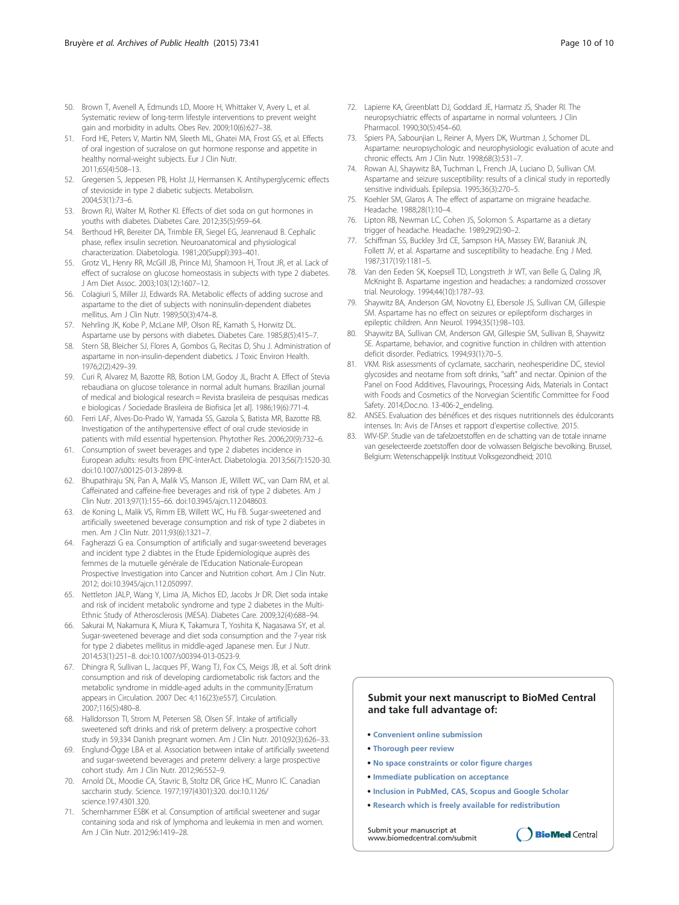50. Brown T, Avenell A, Edmunds LD, Moore H, Whittaker V, Avery L, et al. Systematic review of long-term lifestyle interventions to prevent weight gain and morbidity in adults. Obes Rev. 2009;10(6):627–38.
51. Ford HE, Peters V, Martin NM, Sleeth ML, Ghatei MA, Frost GS, et al. Effects of oral ingestion of sucralose on gut hormone response and appetite in healthy normal-weight subjects. Eur J Clin Nutr. 2011;65(4):508–13.
52. Gregersen S, Jeppesen PB, Holst JJ, Hermansen K. Antihyperglycemic effects of stevioside in type 2 diabetic subjects. Metabolism. 2004;53(1):73–6.
53. Brown RJ, Walter M, Rother KI. Effects of diet soda on gut hormones in youths with diabetes. Diabetes Care. 2012;35(5):959–64.
54. Berthoud HR, Bereiter DA, Trimble ER, Siegel EG, Jeanrenaud B. Cephalic phase, reflex insulin secretion. Neuroanatomical and physiological characterization. Diabetologia. 1981;20(Suppl):393–401.
55. Grotz VL, Henry RR, McGill JB, Prince MJ, Shamoon H, Trout JR, et al. Lack of effect of sucralose on glucose homeostasis in subjects with type 2 diabetes. J Am Diet Assoc. 2003;103(12):1607–12.
56. Colagiuri S, Miller JJ, Edwards RA. Metabolic effects of adding sucrose and aspartame to the diet of subjects with noninsulin-dependent diabetes mellitus. Am J Clin Nutr. 1989;50(3):474–8.
57. Nehrling JK, Kobe P, McLane MP, Olson RE, Kamath S, Horwitz DL. Aspartame use by persons with diabetes. Diabetes Care. 1985;8(5):415–7.
58. Stern SB, Bleicher SJ, Flores A, Gombos G, Recitas D, Shu J. Administration of aspartame in non-insulin-dependent diabetics. J Toxic Environ Health. 1976;2(2):429–39.
59. Curi R, Alvarez M, Bazotte RB, Botion LM, Godoy JL, Bracht A. Effect of Stevia rebaudiana on glucose tolerance in normal adult humans. Brazilian journal of medical and biological research = Revista brasileira de pesquisas medicas e biologicas / Sociedade Brasileira de Biofisica [et al]. 1986;19(6):771-4.
60. Ferri LAF, Alves-Do-Prado W, Yamada SS, Gazola S, Batista MR, Bazotte RB. Investigation of the antihypertensive effect of oral crude stevioside in patients with mild essential hypertension. Phytother Res. 2006;20(9):732–6.
61. Consumption of sweet beverages and type 2 diabetes incidence in European adults: results from EPIC-InterAct. Diabetologia. 2013;56(7):1520-30. doi:10.1007/s00125-013-2899-8.
62. Bhupathiraju SN, Pan A, Malik VS, Manson JE, Willett WC, van Dam RM, et al. Caffeinated and caffeine-free beverages and risk of type 2 diabetes. Am J Clin Nutr. 2013;97(1):155–66. doi:10.3945/ajcn.112.048603.
63. de Koning L, Malik VS, Rimm EB, Willett WC, Hu FB. Sugar-sweetened and artificially sweetened beverage consumption and risk of type 2 diabetes in men. Am J Clin Nutr. 2011;93(6):1321–7.
64. Fagherazzi G ea. Consumption of artificially and sugar-sweetend beverages and incident type 2 diabtes in the Etude Epidemiologique auprès des femmes de la mutuelle générale de l'Education Nationale-European Prospective Investigation into Cancer and Nutrition cohort. Am J Clin Nutr. 2012; doi:10.3945/ajcn.112.050997.
65. Nettleton JALP, Wang Y, Lima JA, Michos ED, Jacobs Jr DR. Diet soda intake and risk of incident metabolic syndrome and type 2 diabetes in the Multi-Ethnic Study of Atherosclerosis (MESA). Diabetes Care. 2009;32(4):688–94.
66. Sakurai M, Nakamura K, Miura K, Takamura T, Yoshita K, Nagasawa SY, et al. Sugar-sweetened beverage and diet soda consumption and the 7-year risk for type 2 diabetes mellitus in middle-aged Japanese men. Eur J Nutr. 2014;53(1):251–8. doi:10.1007/s00394-013-0523-9.
67. Dhingra R, Sullivan L, Jacques PF, Wang TJ, Fox CS, Meigs JB, et al. Soft drink consumption and risk of developing cardiometabolic risk factors and the metabolic syndrome in middle-aged adults in the community.[Erratum appears in Circulation. 2007 Dec 4;116(23):e557]. Circulation. 2007;116(5):480–8.
68. Halldorsson TI, Strom M, Petersen SB, Olsen SF. Intake of artificially sweetened soft drinks and risk of preterm delivery: a prospective cohort study in 59,334 Danish pregnant women. Am J Clin Nutr. 2010;92(3):626–33.
69. Englund-Ögge LBA et al. Association between intake of artificially sweetend and sugar-sweetend beverages and pretemr delivery: a large prospective cohort study. Am J Clin Nutr. 2012;96:552–9.
70. Arnold DL, Moodie CA, Stavric B, Stoltz DR, Grice HC, Munro IC. Canadian saccharin study. Science. 1977;197(4301):320. doi:10.1126/science.197.4301.320.
71. Schernhammer ESBK et al. Consumption of artificial sweetener and sugar containing soda and risk of lymphoma and leukemia in men and women. Am J Clin Nutr. 2012;96:1419–28.
72. Lapierre KA, Greenblatt DJ, Goddard JE, Harmatz JS, Shader RI. The neuropsychiatric effects of aspartame in normal volunteers. J Clin Pharmacol. 1990;30(5):454–60.
73. Spiers PA, Sabounjian L, Reiner A, Myers DK, Wurtman J, Schomer DL. Aspartame: neuropsychologic and neurophysiologic evaluation of acute and chronic effects. Am J Clin Nutr. 1998;68(3):531–7.
74. Rowan AJ, Shaywitz BA, Tuchman L, French JA, Luciano D, Sullivan CM. Aspartame and seizure susceptibility: results of a clinical study in reportedly sensitive individuals. Epilepsia. 1995;36(3):270–5.
75. Koehler SM, Glaros A. The effect of aspartame on migraine headache. Headache. 1988;28(1):10–4.
76. Lipton RB, Newman LC, Cohen JS, Solomon S. Aspartame as a dietary trigger of headache. Headache. 1989;29(2):90–2.
77. Schiffman SS, Buckley 3rd CE, Sampson HA, Massey EW, Baraniuk JN, Follett JV, et al. Aspartame and susceptibility to headache. Eng J Med. 1987;317(19):1181–5.
78. Van den Eeden SK, Koepsell TD, Longstreth Jr WT, van Belle G, Daling JR, McKnight B. Aspartame ingestion and headaches: a randomized crossover trial. Neurology. 1994;44(10):1787–93.
79. Shaywitz BA, Anderson GM, Novotny EJ, Ebersole JS, Sullivan CM, Gillespie SM. Aspartame has no effect on seizures or epileptiform discharges in epileptic children. Ann Neurol. 1994;35(1):98–103.
80. Shaywitz BA, Sullivan CM, Anderson GM, Gillespie SM, Sullivan B, Shaywitz SE. Aspartame, behavior, and cognitive function in children with attention deficit disorder. Pediatrics. 1994;93(1):70–5.
81. VKM. Risk assessments of cyclamate, saccharin, neohesperidine DC, steviol glycosides and neotame from soft drinks, "saft" and nectar. Opinion of the Panel on Food Additives, Flavourings, Processing Aids, Materials in Contact with Foods and Cosmetics of the Norvegian Scientific Committee for Food Safety. 2014;Doc.no. 13-406-2_endeling.
82. ANSES. Evaluation des bénéfices et des risques nutritionnels des édulcorants intenses. In: Avis de l'Anses et rapport d'expertise collective. 2015.
83. WIV-ISP. Studie van de tafelzoetstoffen en de schatting van de totale inname van geselecteerde zoetstoffen door de volwassen Belgische bevolking. Brussel, Belgium: Wetenschappelijk Instituut Volksgezondheid; 2010.

**Submit your next manuscript to BioMed Central and take full advantage of:**

- **Convenient online submission**
- **Thorough peer review**
- **No space constraints or color figure charges**
- **Immediate publication on acceptance**
- **Inclusion in PubMed, CAS, Scopus and Google Scholar**
- **Research which is freely available for redistribution**

Submit your manuscript at
www.biomedcentral.com/submit

BioMed Central